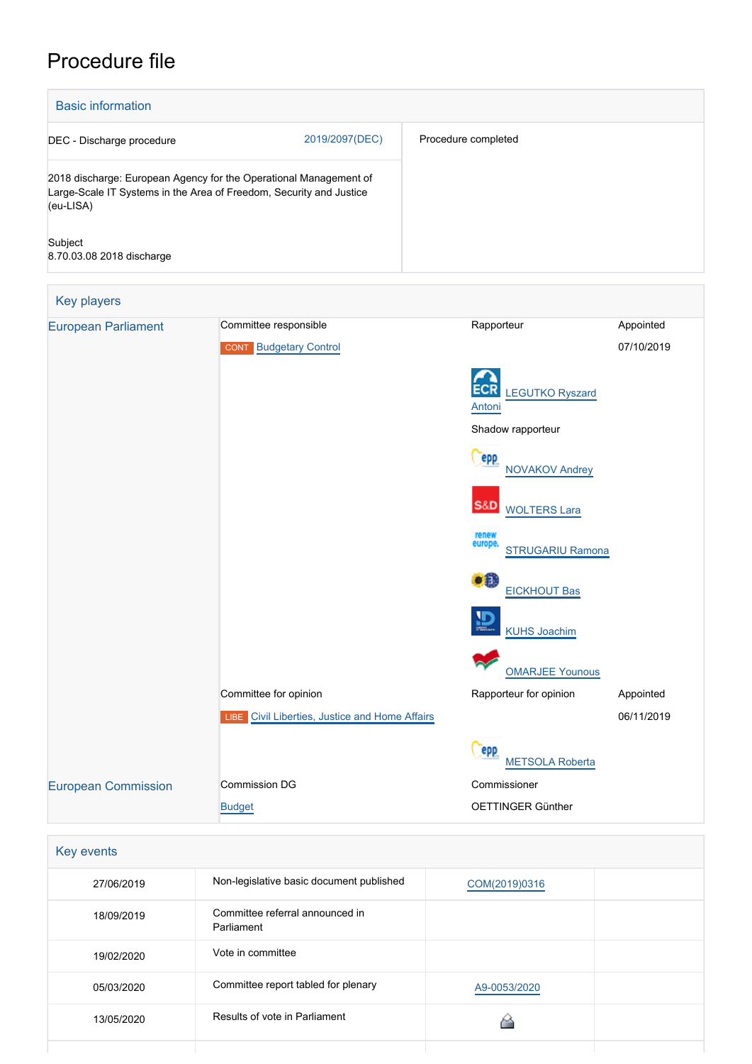# Procedure file

## Basic information

| | |
|---|---|
| DEC - Discharge procedure 2019/2097(DEC) | Procedure completed |
| 2018 discharge: European Agency for the Operational Management of Large-Scale IT Systems in the Area of Freedom, Security and Justice (eu-LISA) | |
| Subject<br>8.70.03.08 2018 discharge | |

## Key players

| | | | |
|---|---|---|---|
| European Parliament | Committee responsible | Rapporteur | Appointed |
| | CONT Budgetary Control | | 07/10/2019 |
| | | ECR LEGUTKO Ryszard Antoni | |
| | | Shadow rapporteur | |
| | | EPP NOVAKOV Andrey | |
| | | S&D WOLTERS Lara | |
| | | Renew Europe STRUGARIU Ramona | |
| | | Greens/EFA EICKHOUT Bas | |
| | | ID KUHS Joachim | |
| | | GUE/NGL OMARJEE Younous | |
| | Committee for opinion | Rapporteur for opinion | Appointed |
| | LIBE Civil Liberties, Justice and Home Affairs | | 06/11/2019 |
| | | EPP METSOLA Roberta | |
| European Commission | Commission DG | Commissioner | |
| | Budget | OETTINGER Günther | |

## Key events

| | | | |
|---|---|---|---|
| 27/06/2019 | Non-legislative basic document published | COM(2019)0316 | |
| 18/09/2019 | Committee referral announced in Parliament | | |
| 19/02/2020 | Vote in committee | | |
| 05/03/2020 | Committee report tabled for plenary | A9-0053/2020 | |
| 13/05/2020 | Results of vote in Parliament | | |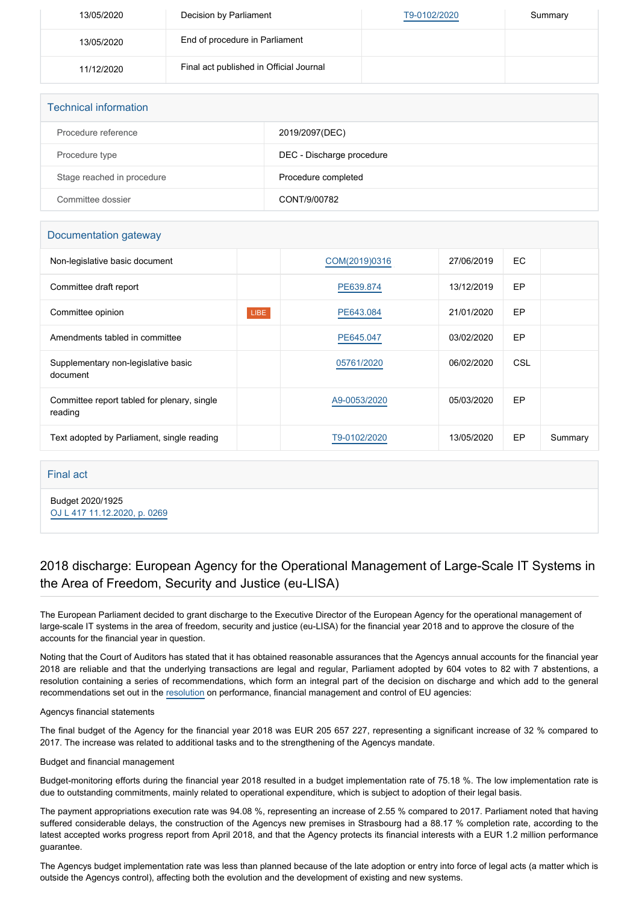| | | | |
|---|---|---|---|
| 13/05/2020 | Decision by Parliament | T9-0102/2020 | Summary |
| 13/05/2020 | End of procedure in Parliament | | |
| 11/12/2020 | Final act published in Official Journal | | |

## Technical information

| | |
|---|---|
| Procedure reference | 2019/2097(DEC) |
| Procedure type | DEC - Discharge procedure |
| Stage reached in procedure | Procedure completed |
| Committee dossier | CONT/9/00782 |

## Documentation gateway

| | | | | | |
|---|---|---|---|---|---|
| Non-legislative basic document | | COM(2019)0316 | 27/06/2019 | EC | |
| Committee draft report | | PE639.874 | 13/12/2019 | EP | |
| Committee opinion | LIBE | PE643.084 | 21/01/2020 | EP | |
| Amendments tabled in committee | | PE645.047 | 03/02/2020 | EP | |
| Supplementary non-legislative basic document | | 05761/2020 | 06/02/2020 | CSL | |
| Committee report tabled for plenary, single reading | | A9-0053/2020 | 05/03/2020 | EP | |
| Text adopted by Parliament, single reading | | T9-0102/2020 | 13/05/2020 | EP | Summary |

## Final act

Budget 2020/1925
OJ L 417 11.12.2020, p. 0269

# 2018 discharge: European Agency for the Operational Management of Large-Scale IT Systems in the Area of Freedom, Security and Justice (eu-LISA)

The European Parliament decided to grant discharge to the Executive Director of the European Agency for the operational management of large-scale IT systems in the area of freedom, security and justice (eu-LISA) for the financial year 2018 and to approve the closure of the accounts for the financial year in question.

Noting that the Court of Auditors has stated that it has obtained reasonable assurances that the Agencys annual accounts for the financial year 2018 are reliable and that the underlying transactions are legal and regular, Parliament adopted by 604 votes to 82 with 7 abstentions, a resolution containing a series of recommendations, which form an integral part of the decision on discharge and which add to the general recommendations set out in the resolution on performance, financial management and control of EU agencies:

Agencys financial statements

The final budget of the Agency for the financial year 2018 was EUR 205 657 227, representing a significant increase of 32 % compared to 2017. The increase was related to additional tasks and to the strengthening of the Agencys mandate.

Budget and financial management

Budget-monitoring efforts during the financial year 2018 resulted in a budget implementation rate of 75.18 %. The low implementation rate is due to outstanding commitments, mainly related to operational expenditure, which is subject to adoption of their legal basis.

The payment appropriations execution rate was 94.08 %, representing an increase of 2.55 % compared to 2017. Parliament noted that having suffered considerable delays, the construction of the Agencys new premises in Strasbourg had a 88.17 % completion rate, according to the latest accepted works progress report from April 2018, and that the Agency protects its financial interests with a EUR 1.2 million performance guarantee.

The Agencys budget implementation rate was less than planned because of the late adoption or entry into force of legal acts (a matter which is outside the Agencys control), affecting both the evolution and the development of existing and new systems.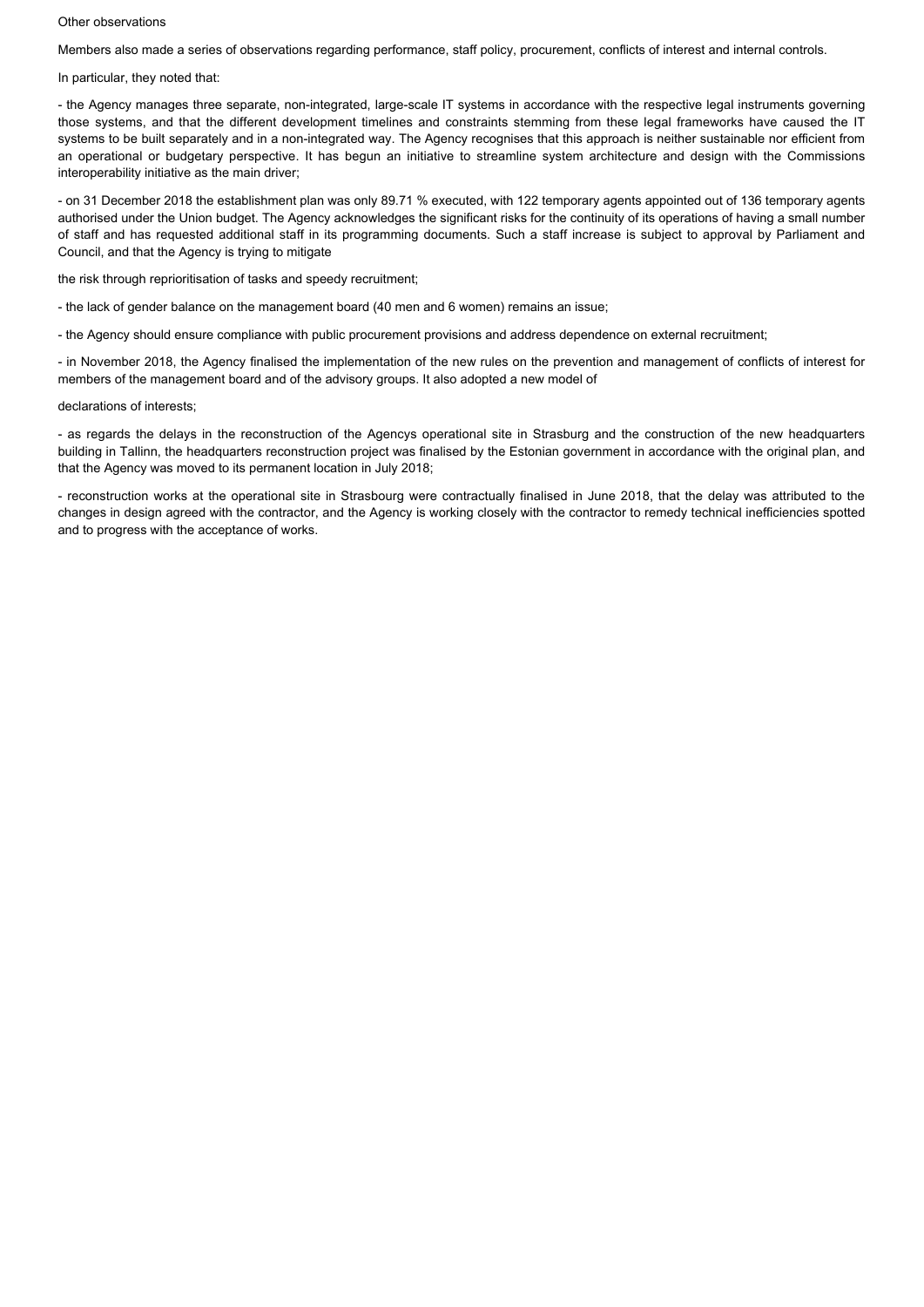Other observations

Members also made a series of observations regarding performance, staff policy, procurement, conflicts of interest and internal controls.

In particular, they noted that:

- the Agency manages three separate, non-integrated, large-scale IT systems in accordance with the respective legal instruments governing those systems, and that the different development timelines and constraints stemming from these legal frameworks have caused the IT systems to be built separately and in a non-integrated way. The Agency recognises that this approach is neither sustainable nor efficient from an operational or budgetary perspective. It has begun an initiative to streamline system architecture and design with the Commissions interoperability initiative as the main driver;

- on 31 December 2018 the establishment plan was only 89.71 % executed, with 122 temporary agents appointed out of 136 temporary agents authorised under the Union budget. The Agency acknowledges the significant risks for the continuity of its operations of having a small number of staff and has requested additional staff in its programming documents. Such a staff increase is subject to approval by Parliament and Council, and that the Agency is trying to mitigate

the risk through reprioritisation of tasks and speedy recruitment;

- the lack of gender balance on the management board (40 men and 6 women) remains an issue;

- the Agency should ensure compliance with public procurement provisions and address dependence on external recruitment;

- in November 2018, the Agency finalised the implementation of the new rules on the prevention and management of conflicts of interest for members of the management board and of the advisory groups. It also adopted a new model of

declarations of interests;

- as regards the delays in the reconstruction of the Agencys operational site in Strasburg and the construction of the new headquarters building in Tallinn, the headquarters reconstruction project was finalised by the Estonian government in accordance with the original plan, and that the Agency was moved to its permanent location in July 2018;

- reconstruction works at the operational site in Strasbourg were contractually finalised in June 2018, that the delay was attributed to the changes in design agreed with the contractor, and the Agency is working closely with the contractor to remedy technical inefficiencies spotted and to progress with the acceptance of works.